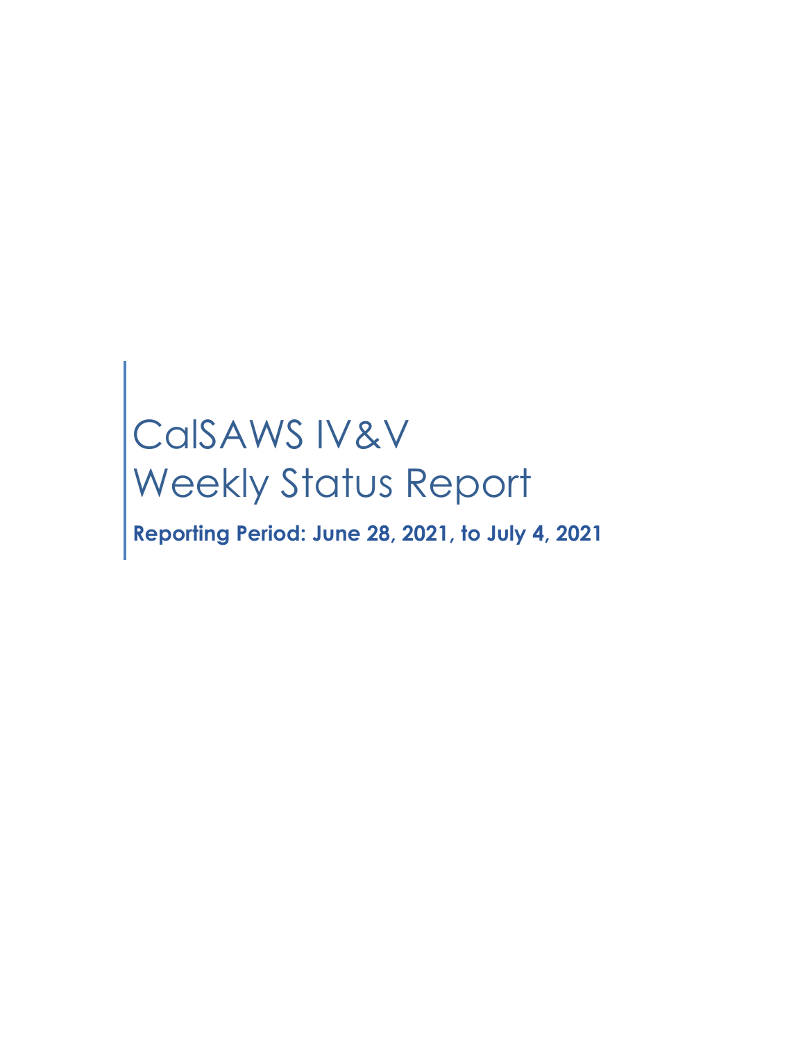# CalSAWS IV&V Weekly Status Report

**Reporting Period: June 28, 2021, to July 4, 2021**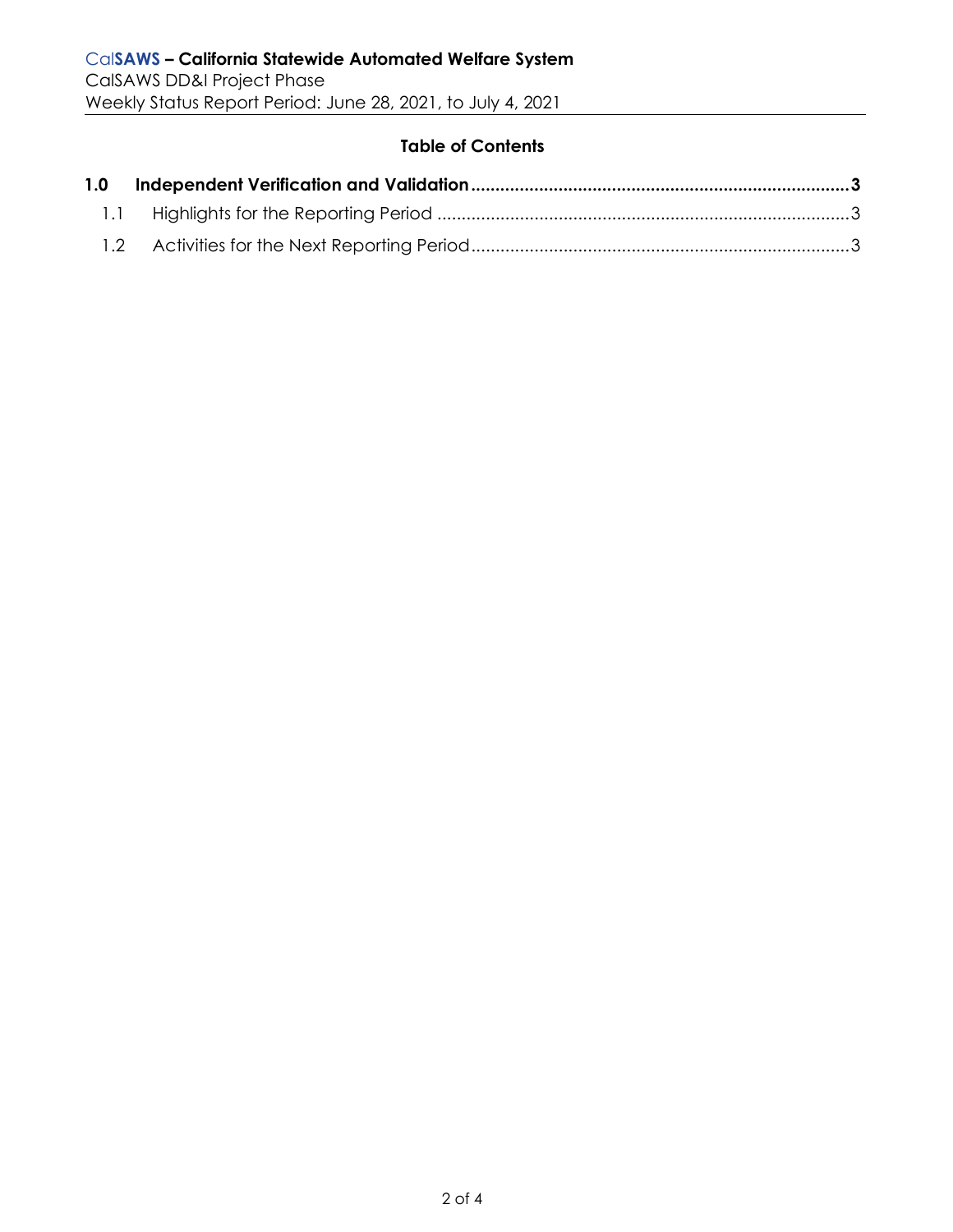**Table of Contents**

1.0 Independent Verification and Validation ........................................................................ 3

1.1 Highlights for the Reporting Period .................................................................................. 3

1.2 Activities for the Next Reporting Period ........................................................................... 3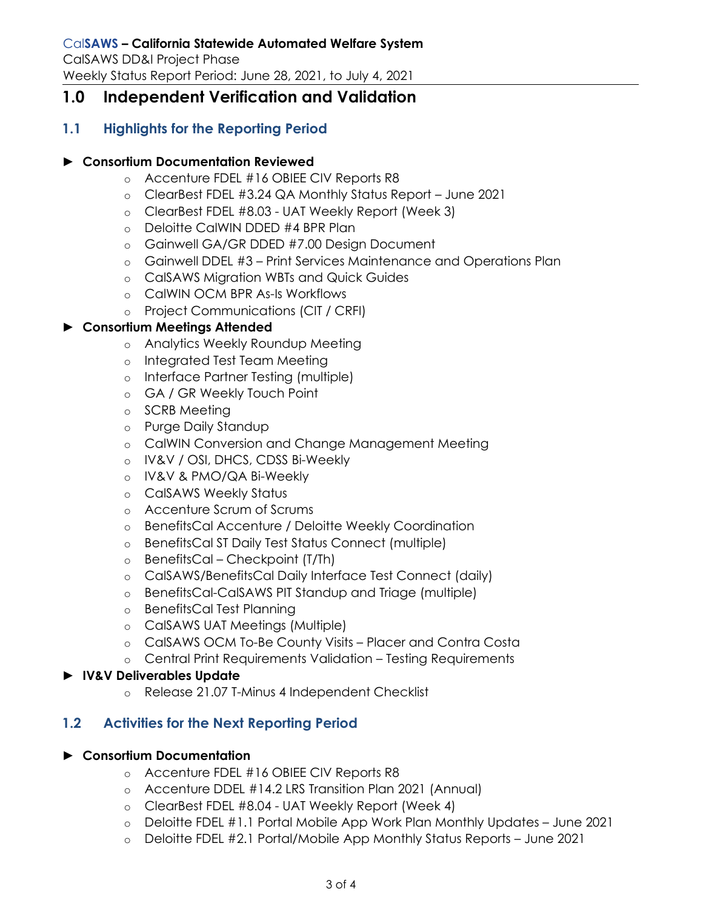# 1.0 Independent Verification and Validation

## 1.1 Highlights for the Reporting Period

► **Consortium Documentation Reviewed**

- Accenture FDEL #16 OBIEE CIV Reports R8
- ClearBest FDEL #3.24 QA Monthly Status Report – June 2021
- ClearBest FDEL #8.03 - UAT Weekly Report (Week 3)
- Deloitte CalWIN DDED #4 BPR Plan
- Gainwell GA/GR DDED #7.00 Design Document
- Gainwell DDEL #3 – Print Services Maintenance and Operations Plan
- CalSAWS Migration WBTs and Quick Guides
- CalWIN OCM BPR As-Is Workflows
- Project Communications (CIT / CRFI)

► **Consortium Meetings Attended**

- Analytics Weekly Roundup Meeting
- Integrated Test Team Meeting
- Interface Partner Testing (multiple)
- GA / GR Weekly Touch Point
- SCRB Meeting
- Purge Daily Standup
- CalWIN Conversion and Change Management Meeting
- IV&V / OSI, DHCS, CDSS Bi-Weekly
- IV&V & PMO/QA Bi-Weekly
- CalSAWS Weekly Status
- Accenture Scrum of Scrums
- BenefitsCal Accenture / Deloitte Weekly Coordination
- BenefitsCal ST Daily Test Status Connect (multiple)
- BenefitsCal – Checkpoint (T/Th)
- CalSAWS/BenefitsCal Daily Interface Test Connect (daily)
- BenefitsCal-CalSAWS PIT Standup and Triage (multiple)
- BenefitsCal Test Planning
- CalSAWS UAT Meetings (Multiple)
- CalSAWS OCM To-Be County Visits – Placer and Contra Costa
- Central Print Requirements Validation – Testing Requirements

► **IV&V Deliverables Update**

- Release 21.07 T-Minus 4 Independent Checklist

## 1.2 Activities for the Next Reporting Period

► **Consortium Documentation**

- Accenture FDEL #16 OBIEE CIV Reports R8
- Accenture DDEL #14.2 LRS Transition Plan 2021 (Annual)
- ClearBest FDEL #8.04 - UAT Weekly Report (Week 4)
- Deloitte FDEL #1.1 Portal Mobile App Work Plan Monthly Updates – June 2021
- Deloitte FDEL #2.1 Portal/Mobile App Monthly Status Reports – June 2021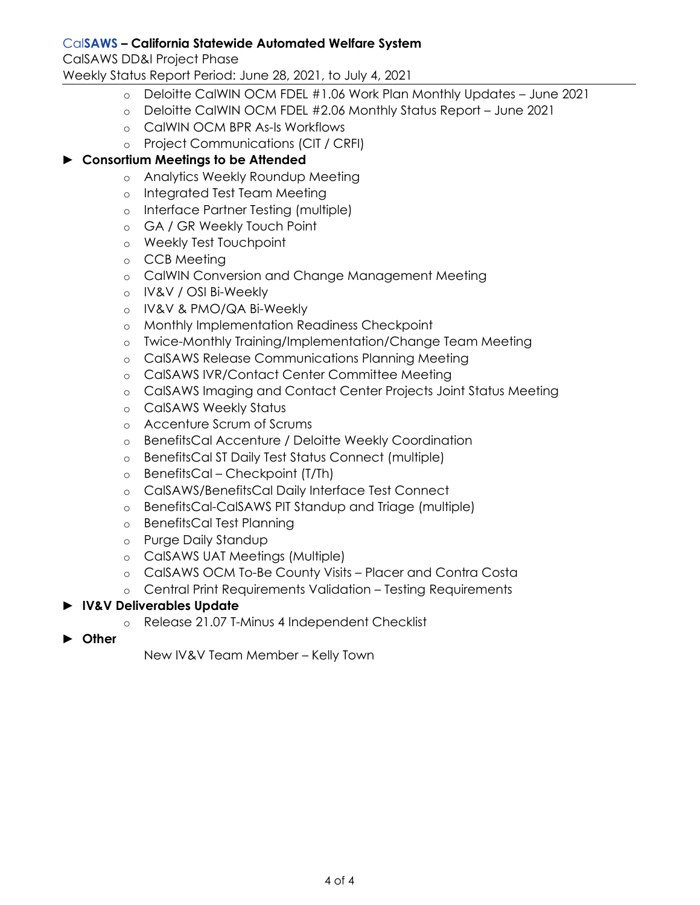- Deloitte CalWIN OCM FDEL #1.06 Work Plan Monthly Updates – June 2021
- Deloitte CalWIN OCM FDEL #2.06 Monthly Status Report – June 2021
- CalWIN OCM BPR As-Is Workflows
- Project Communications (CIT / CRFI)

► **Consortium Meetings to be Attended**

- Analytics Weekly Roundup Meeting
- Integrated Test Team Meeting
- Interface Partner Testing (multiple)
- GA / GR Weekly Touch Point
- Weekly Test Touchpoint
- CCB Meeting
- CalWIN Conversion and Change Management Meeting
- IV&V / OSI Bi-Weekly
- IV&V & PMO/QA Bi-Weekly
- Monthly Implementation Readiness Checkpoint
- Twice-Monthly Training/Implementation/Change Team Meeting
- CalSAWS Release Communications Planning Meeting
- CalSAWS IVR/Contact Center Committee Meeting
- CalSAWS Imaging and Contact Center Projects Joint Status Meeting
- CalSAWS Weekly Status
- Accenture Scrum of Scrums
- BenefitsCal Accenture / Deloitte Weekly Coordination
- BenefitsCal ST Daily Test Status Connect (multiple)
- BenefitsCal – Checkpoint (T/Th)
- CalSAWS/BenefitsCal Daily Interface Test Connect
- BenefitsCal-CalSAWS PIT Standup and Triage (multiple)
- BenefitsCal Test Planning
- Purge Daily Standup
- CalSAWS UAT Meetings (Multiple)
- CalSAWS OCM To-Be County Visits – Placer and Contra Costa
- Central Print Requirements Validation – Testing Requirements

► **IV&V Deliverables Update**

- Release 21.07 T-Minus 4 Independent Checklist

► **Other**

New IV&V Team Member – Kelly Town